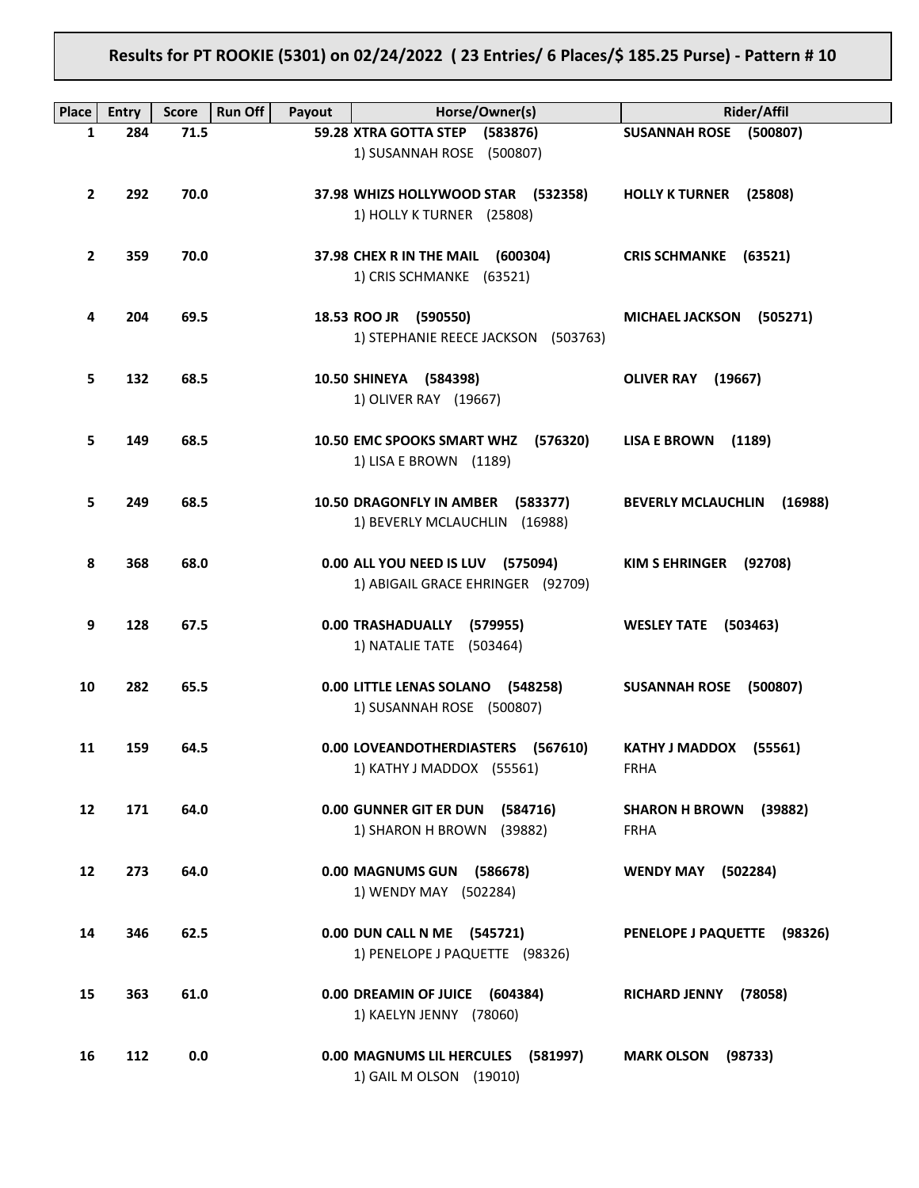## Results for PT ROOKIE (5301) on 02/24/2022 ( 23 Entries/ 6 Places/$ 185.25 Purse) - Pattern # 10

| Place | Entry | Score | Run Off | Payout | Horse/Owner(s) | Rider/Affil |
|---|---|---|---|---|---|---|
| 1 | 284 | 71.5 | | 59.28 | **XTRA GOTTA STEP (583876)**<br>1) SUSANNAH ROSE (500807) | **SUSANNAH ROSE (500807)** |
| 2 | 292 | 70.0 | | 37.98 | **WHIZS HOLLYWOOD STAR (532358)**<br>1) HOLLY K TURNER (25808) | **HOLLY K TURNER (25808)** |
| 2 | 359 | 70.0 | | 37.98 | **CHEX R IN THE MAIL (600304)**<br>1) CRIS SCHMANKE (63521) | **CRIS SCHMANKE (63521)** |
| 4 | 204 | 69.5 | | 18.53 | **ROO JR (590550)**<br>1) STEPHANIE REECE JACKSON (503763) | **MICHAEL JACKSON (505271)** |
| 5 | 132 | 68.5 | | 10.50 | **SHINEYA (584398)**<br>1) OLIVER RAY (19667) | **OLIVER RAY (19667)** |
| 5 | 149 | 68.5 | | 10.50 | **EMC SPOOKS SMART WHZ (576320)**<br>1) LISA E BROWN (1189) | **LISA E BROWN (1189)** |
| 5 | 249 | 68.5 | | 10.50 | **DRAGONFLY IN AMBER (583377)**<br>1) BEVERLY MCLAUCHLIN (16988) | **BEVERLY MCLAUCHLIN (16988)** |
| 8 | 368 | 68.0 | | 0.00 | **ALL YOU NEED IS LUV (575094)**<br>1) ABIGAIL GRACE EHRINGER (92709) | **KIM S EHRINGER (92708)** |
| 9 | 128 | 67.5 | | 0.00 | **TRASHADUALLY (579955)**<br>1) NATALIE TATE (503464) | **WESLEY TATE (503463)** |
| 10 | 282 | 65.5 | | 0.00 | **LITTLE LENAS SOLANO (548258)**<br>1) SUSANNAH ROSE (500807) | **SUSANNAH ROSE (500807)** |
| 11 | 159 | 64.5 | | 0.00 | **LOVEANDOTHERDIASTERS (567610)**<br>1) KATHY J MADDOX (55561) | **KATHY J MADDOX (55561)**<br>FRHA |
| 12 | 171 | 64.0 | | 0.00 | **GUNNER GIT ER DUN (584716)**<br>1) SHARON H BROWN (39882) | **SHARON H BROWN (39882)**<br>FRHA |
| 12 | 273 | 64.0 | | 0.00 | **MAGNUMS GUN (586678)**<br>1) WENDY MAY (502284) | **WENDY MAY (502284)** |
| 14 | 346 | 62.5 | | 0.00 | **DUN CALL N ME (545721)**<br>1) PENELOPE J PAQUETTE (98326) | **PENELOPE J PAQUETTE (98326)** |
| 15 | 363 | 61.0 | | 0.00 | **DREAMIN OF JUICE (604384)**<br>1) KAELYN JENNY (78060) | **RICHARD JENNY (78058)** |
| 16 | 112 | 0.0 | | 0.00 | **MAGNUMS LIL HERCULES (581997)**<br>1) GAIL M OLSON (19010) | **MARK OLSON (98733)** |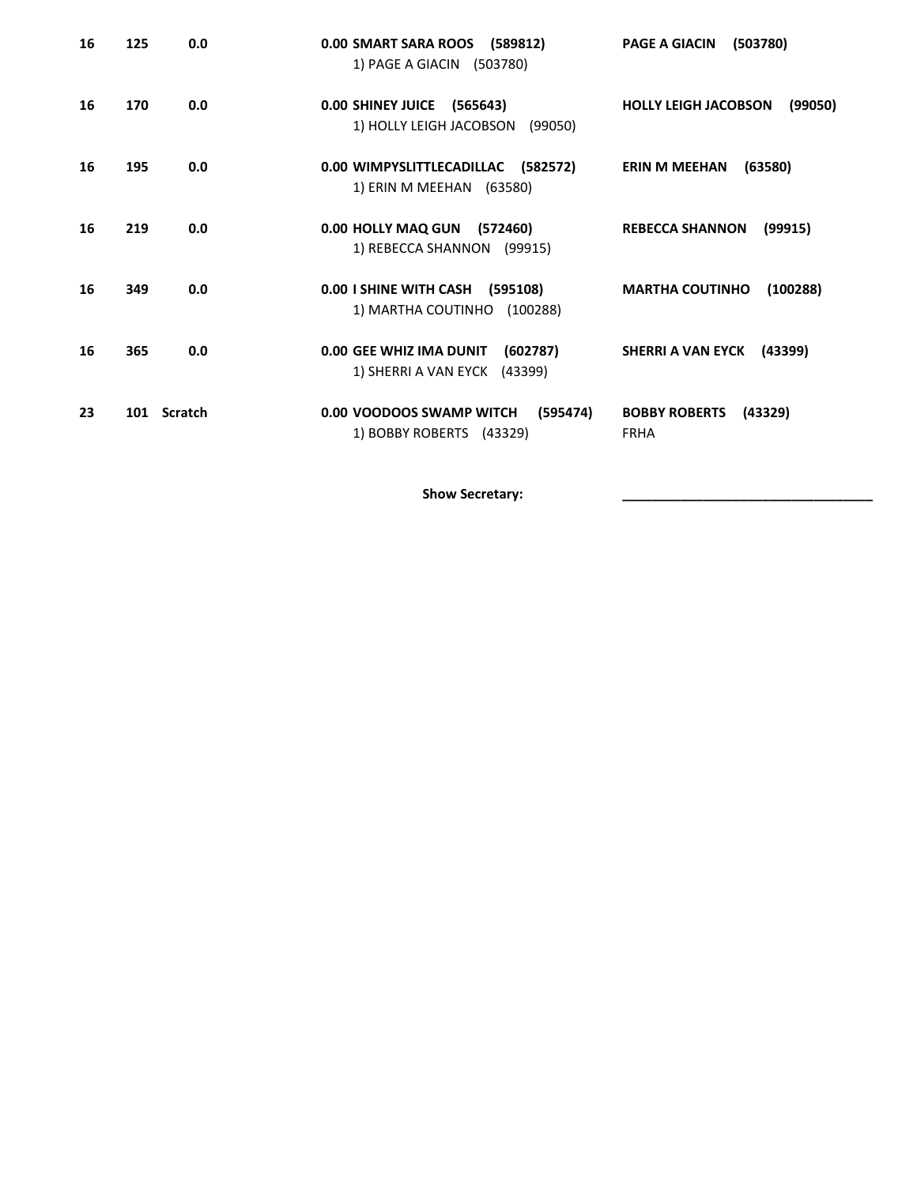| | | | | |
|---|---|---|---|---|
| 16 | 125 | 0.0 | **0.00 SMART SARA ROOS (589812)**<br>1) PAGE A GIACIN (503780) | **PAGE A GIACIN (503780)** |
| 16 | 170 | 0.0 | **0.00 SHINEY JUICE (565643)**<br>1) HOLLY LEIGH JACOBSON (99050) | **HOLLY LEIGH JACOBSON (99050)** |
| 16 | 195 | 0.0 | **0.00 WIMPYSLITTLECADILLAC (582572)**<br>1) ERIN M MEEHAN (63580) | **ERIN M MEEHAN (63580)** |
| 16 | 219 | 0.0 | **0.00 HOLLY MAQ GUN (572460)**<br>1) REBECCA SHANNON (99915) | **REBECCA SHANNON (99915)** |
| 16 | 349 | 0.0 | **0.00 I SHINE WITH CASH (595108)**<br>1) MARTHA COUTINHO (100288) | **MARTHA COUTINHO (100288)** |
| 16 | 365 | 0.0 | **0.00 GEE WHIZ IMA DUNIT (602787)**<br>1) SHERRI A VAN EYCK (43399) | **SHERRI A VAN EYCK (43399)** |
| 23 | 101 | Scratch | **0.00 VOODOOS SWAMP WITCH (595474)**<br>1) BOBBY ROBERTS (43329) | **BOBBY ROBERTS (43329)**<br>FRHA |

**Show Secretary:** ______________________________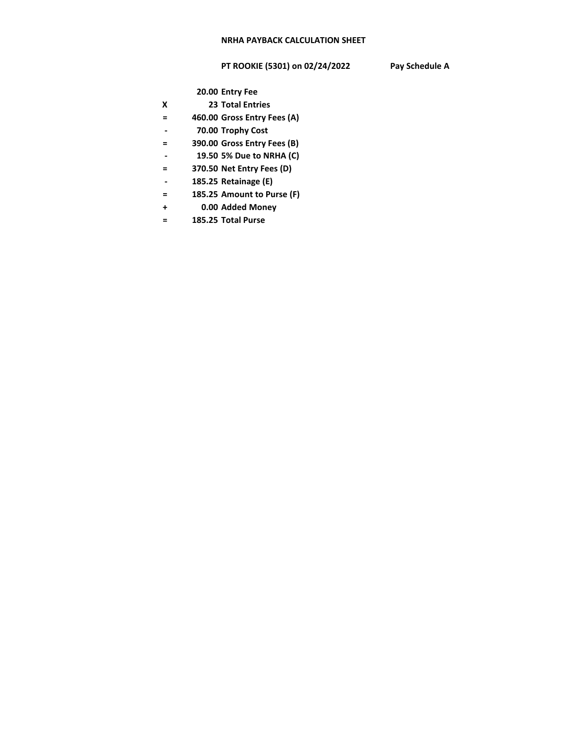**NRHA PAYBACK CALCULATION SHEET**

**PT ROOKIE (5301) on 02/24/2022** **Pay Schedule A**

| | | |
|---|---|---|
| | 20.00 | Entry Fee |
| X | 23 | Total Entries |
| = | 460.00 | Gross Entry Fees (A) |
| - | 70.00 | Trophy Cost |
| = | 390.00 | Gross Entry Fees (B) |
| - | 19.50 | 5% Due to NRHA (C) |
| = | 370.50 | Net Entry Fees (D) |
| - | 185.25 | Retainage (E) |
| = | 185.25 | Amount to Purse (F) |
| + | 0.00 | Added Money |
| = | 185.25 | Total Purse |